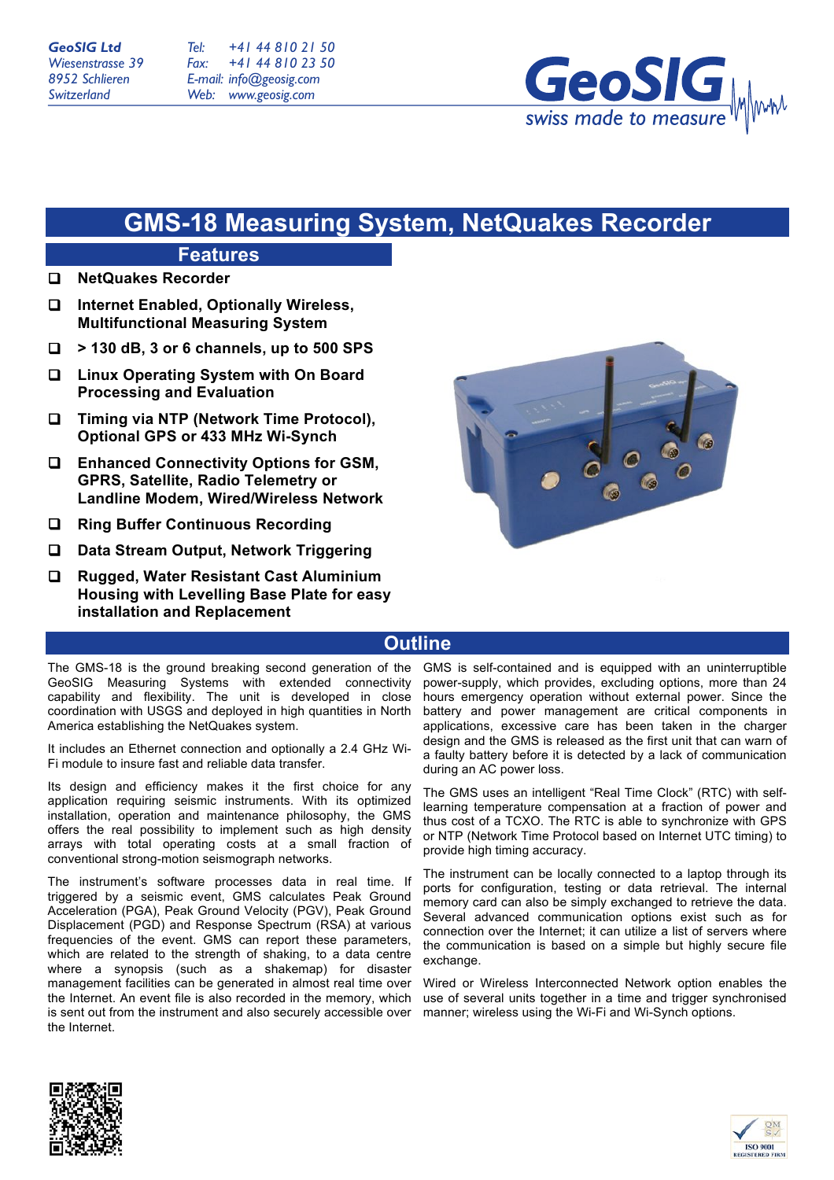**GeoSIG Ltd**
Wiesenstrasse 39
8952 Schlieren
Switzerland

Tel: +41 44 810 21 50
Fax: +41 44 810 23 50
E-mail: info@geosig.com
Web: www.geosig.com

GeoSIG
swiss made to measure

# GMS-18 Measuring System, NetQuakes Recorder

## Features

- **NetQuakes Recorder**
- **Internet Enabled, Optionally Wireless, Multifunctional Measuring System**
- **> 130 dB, 3 or 6 channels, up to 500 SPS**
- **Linux Operating System with On Board Processing and Evaluation**
- **Timing via NTP (Network Time Protocol), Optional GPS or 433 MHz Wi-Synch**
- **Enhanced Connectivity Options for GSM, GPRS, Satellite, Radio Telemetry or Landline Modem, Wired/Wireless Network**
- **Ring Buffer Continuous Recording**
- **Data Stream Output, Network Triggering**
- **Rugged, Water Resistant Cast Aluminium Housing with Levelling Base Plate for easy installation and Replacement**

## Outline

The GMS-18 is the ground breaking second generation of the GeoSIG Measuring Systems with extended connectivity capability and flexibility. The unit is developed in close coordination with USGS and deployed in high quantities in North America establishing the NetQuakes system.

It includes an Ethernet connection and optionally a 2.4 GHz Wi-Fi module to insure fast and reliable data transfer.

Its design and efficiency makes it the first choice for any application requiring seismic instruments. With its optimized installation, operation and maintenance philosophy, the GMS offers the real possibility to implement such as high density arrays with total operating costs at a small fraction of conventional strong-motion seismograph networks.

The instrument's software processes data in real time. If triggered by a seismic event, GMS calculates Peak Ground Acceleration (PGA), Peak Ground Velocity (PGV), Peak Ground Displacement (PGD) and Response Spectrum (RSA) at various frequencies of the event. GMS can report these parameters, which are related to the strength of shaking, to a data centre where a synopsis (such as a shakemap) for disaster management facilities can be generated in almost real time over the Internet. An event file is also recorded in the memory, which is sent out from the instrument and also securely accessible over the Internet.

GMS is self-contained and is equipped with an uninterruptible power-supply, which provides, excluding options, more than 24 hours emergency operation without external power. Since the battery and power management are critical components in applications, excessive care has been taken in the charger design and the GMS is released as the first unit that can warn of a faulty battery before it is detected by a lack of communication during an AC power loss.

The GMS uses an intelligent "Real Time Clock" (RTC) with self-learning temperature compensation at a fraction of power and thus cost of a TCXO. The RTC is able to synchronize with GPS or NTP (Network Time Protocol based on Internet UTC timing) to provide high timing accuracy.

The instrument can be locally connected to a laptop through its ports for configuration, testing or data retrieval. The internal memory card can also be simply exchanged to retrieve the data. Several advanced communication options exist such as for connection over the Internet; it can utilize a list of servers where the communication is based on a simple but highly secure file exchange.

Wired or Wireless Interconnected Network option enables the use of several units together in a time and trigger synchronised manner; wireless using the Wi-Fi and Wi-Synch options.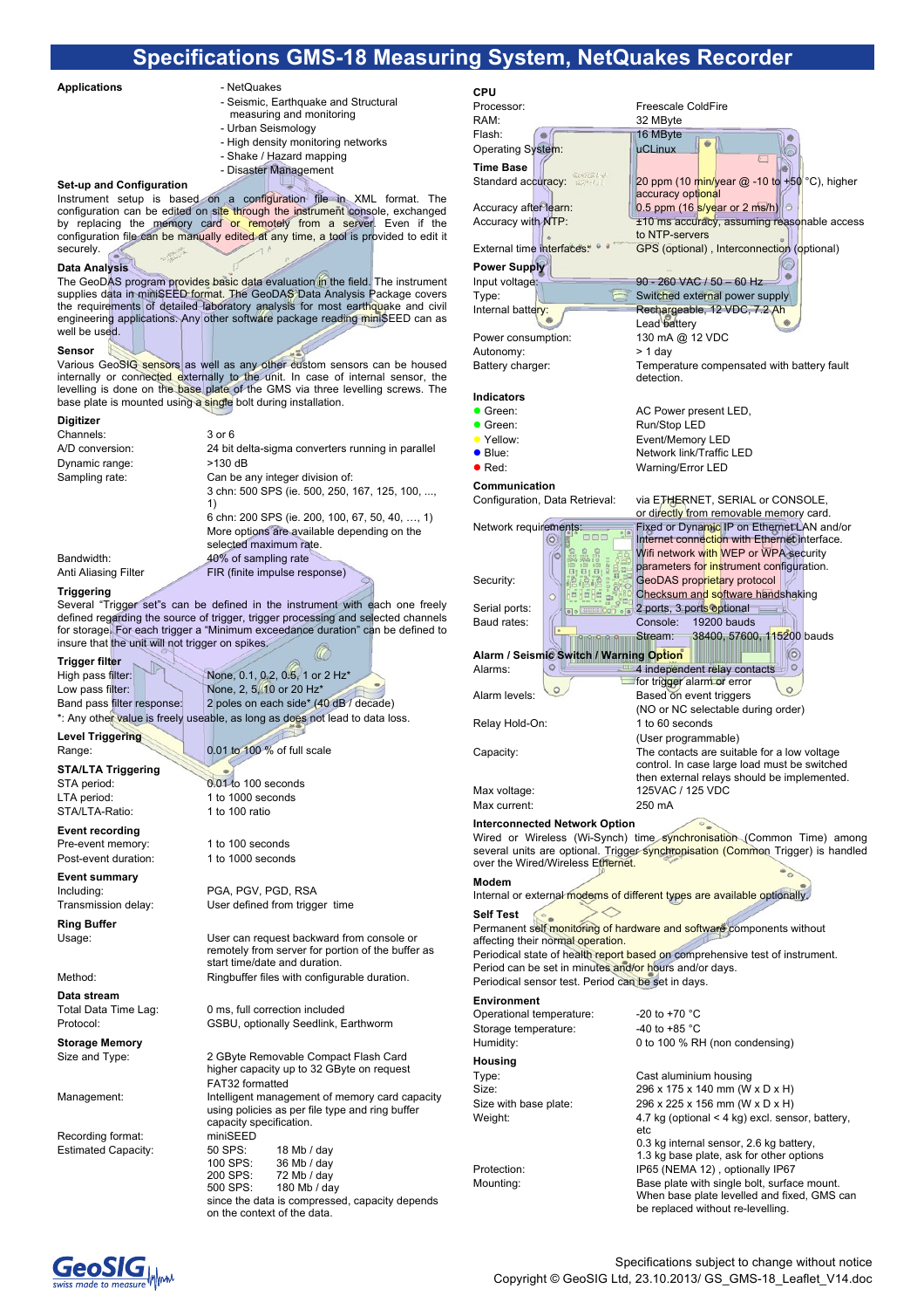# Specifications GMS-18 Measuring System, NetQuakes Recorder

**Applications**

- NetQuakes
- Seismic, Earthquake and Structural measuring and monitoring
- Urban Seismology
- High density monitoring networks
- Shake / Hazard mapping
- Disaster Management

**Set-up and Configuration**

Instrument setup is based on a configuration file in XML format. The configuration can be edited on site through the instrument console, exchanged by replacing the memory card or remotely from a server. Even if the configuration file can be manually edited at any time, a tool is provided to edit it securely.

**Data Analysis**

The GeoDAS program provides basic data evaluation in the field. The instrument supplies data in miniSEED format. The GeoDAS Data Analysis Package covers the requirements of detailed laboratory analysis for most earthquake and civil engineering applications. Any other software package reading miniSEED can as well be used.

**Sensor**

Various GeoSIG sensors as well as any other custom sensors can be housed internally or connected externally to the unit. In case of internal sensors, the levelling is done on the base plate of the GMS via three levelling screws. The base plate is mounted using a single bolt during installation.

**Digitizer**

| | |
|---|---|
| Channels: | 3 or 6 |
| A/D conversion: | 24 bit delta-sigma converters running in parallel |
| Dynamic range: | >130 dB |
| Sampling rate: | Can be any integer division of:<br>3 chn: 500 SPS (ie. 500, 250, 167, 125, 100, ..., 1)<br>6 chn: 200 SPS (ie. 200, 100, 67, 50, 40, …, 1)<br>More options are available depending on the selected maximum rate. |
| Bandwidth: | 40% of sampling rate |
| Anti Aliasing Filter | FIR (finite impulse response) |

**Triggering**

Several "Trigger set"s can be defined in the instrument with each one freely defined regarding the source of trigger, trigger processing and selected channels for storage. For each trigger a "Minimum exceedance duration" can be defined to insure that the unit will not trigger on spikes.

**Trigger filter**

| | |
|---|---|
| High pass filter: | None, 0.1, 0.2, 0.5, 1 or 2 Hz* |
| Low pass filter: | None, 2, 5, 10 or 20 Hz* |
| Band pass filter response: | 2 poles on each side* (40 dB / decade) |

*: Any other value is freely useable, as long as does not lead to data loss.

**Level Triggering**

| | |
|---|---|
| Range: | 0.01 to 100 % of full scale |

**STA/LTA Triggering**

| | |
|---|---|
| STA period: | 0.01 to 100 seconds |
| LTA period: | 1 to 1000 seconds |
| STA/LTA-Ratio: | 1 to 100 ratio |

**Event recording**

| | |
|---|---|
| Pre-event memory: | 1 to 100 seconds |
| Post-event duration: | 1 to 1000 seconds |

**Event summary**

| | |
|---|---|
| Including: | PGA, PGV, PGD, RSA |
| Transmission delay: | User defined from trigger time |

**Ring Buffer**

| | |
|---|---|
| Usage: | User can request backward from console or remotely from server for portion of the buffer as start time/date and duration. |
| Method: | Ringbuffer files with configurable duration. |

**Data stream**

| | |
|---|---|
| Total Data Time Lag: | 0 ms, full correction included |
| Protocol: | GSBU, optionally Seedlink, Earthworm |

**Storage Memory**

| | |
|---|---|
| Size and Type: | 2 GByte Removable Compact Flash Card higher capacity up to 32 GByte on request FAT32 formatted |
| Management: | Intelligent management of memory card capacity using policies as per file type and ring buffer capacity specification. |
| Recording format: | miniSEED |
| Estimated Capacity: | 50 SPS: 18 Mb / day<br>100 SPS: 36 Mb / day<br>200 SPS: 72 Mb / day<br>500 SPS: 180 Mb / day<br>since the data is compressed, capacity depends on the context of the data. |

**CPU**

| | |
|---|---|
| Processor: | Freescale ColdFire |
| RAM: | 32 MByte |
| Flash: | 16 MByte |
| Operating System: | uCLinux |

**Time Base**

| | |
|---|---|
| Standard accuracy: | 20 ppm (10 min/year @ -10 to +50 °C), higher accuracy optional |
| Accuracy after learn: | 0.5 ppm (16 s/year or 2 ms/h) |
| Accuracy with NTP: | ±10 ms accuracy, assuming reasonable access to NTP-servers |
| External time interfaces: | GPS (optional) , Interconnection (optional) |

**Power Supply**

| | |
|---|---|
| Input voltage: | 90 – 260 VAC / 50 – 60 Hz |
| Type: | Switched external power supply |
| Internal battery: | Rechargeable, 12 VDC, 7.2 Ah Lead battery |
| Power consumption: | 130 mA @ 12 VDC |
| Autonomy: | > 1 day |
| Battery charger: | Temperature compensated with battery fault detection. |

**Indicators**

| | |
|---|---|
| ● Green: | AC Power present LED, |
| ● Green: | Run/Stop LED |
| ● Yellow: | Event/Memory LED |
| ● Blue: | Network link/Traffic LED |
| ● Red: | Warning/Error LED |

**Communication**

| | |
|---|---|
| Configuration, Data Retrieval: | via ETHERNET, SERIAL or CONSOLE, or directly from removable memory card. |
| Network requirements: | Fixed or Dynamic IP on Ethernet LAN and/or Internet connection with Ethernet interface. Wifi network with WEP or WPA security parameters for instrument configuration. |
| Security: | GeoDAS proprietary protocol Checksum and software handshaking |
| Serial ports: | 2 ports, 3 ports optional |
| Baud rates: | Console: 19200 bauds<br>Stream: 38400, 57600, 115200 bauds |

**Alarm / Seismic Switch / Warning Option**

| | |
|---|---|
| Alarms: | 4 independent relay contacts for trigger alarm or error |
| Alarm levels: | Based on event triggers (NO or NC selectable during order) |
| Relay Hold-On: | 1 to 60 seconds (User programmable) |
| Capacity: | The contacts are suitable for a low voltage control. In case large load must be switched then external relays should be implemented. |
| Max voltage: | 125VAC / 125 VDC |
| Max current: | 250 mA |

**Interconnected Network Option**

Wired or Wireless (Wi-Synch) time synchronisation (Common Time) among several units are optional. Trigger synchronisation (Common Trigger) is handled over the Wired/Wireless Ethernet.

**Modem**

Internal or external modems of different types are available optionally.

**Self Test**

Permanent self monitoring of hardware and software components without affecting their normal operation.
Periodical state of health report based on comprehensive test of instrument. Period can be set in minutes and/or hours and/or days.
Periodical sensor test. Period can be set in days.

**Environment**

| | |
|---|---|
| Operational temperature: | -20 to +70 °C |
| Storage temperature: | -40 to +85 °C |
| Humidity: | 0 to 100 % RH (non condensing) |

**Housing**

| | |
|---|---|
| Type: | Cast aluminium housing |
| Size: | 296 x 175 x 140 mm (W x D x H) |
| Size with base plate: | 296 x 225 x 156 mm (W x D x H) |
| Weight: | 4.7 kg (optional < 4 kg) excl. sensor, battery, etc<br>0.3 kg internal sensor, 2.6 kg battery,<br>1.3 kg base plate, ask for other options |
| Protection: | IP65 (NEMA 12) , optionally IP67 |
| Mounting: | Base plate with single bolt, surface mount. When base plate levelled and fixed, GMS can be replaced without re-levelling. |

GeoSIG swiss made to measure

Specifications subject to change without notice
Copyright © GeoSIG Ltd, 23.10.2013/ GS_GMS-18_Leaflet_V14.doc